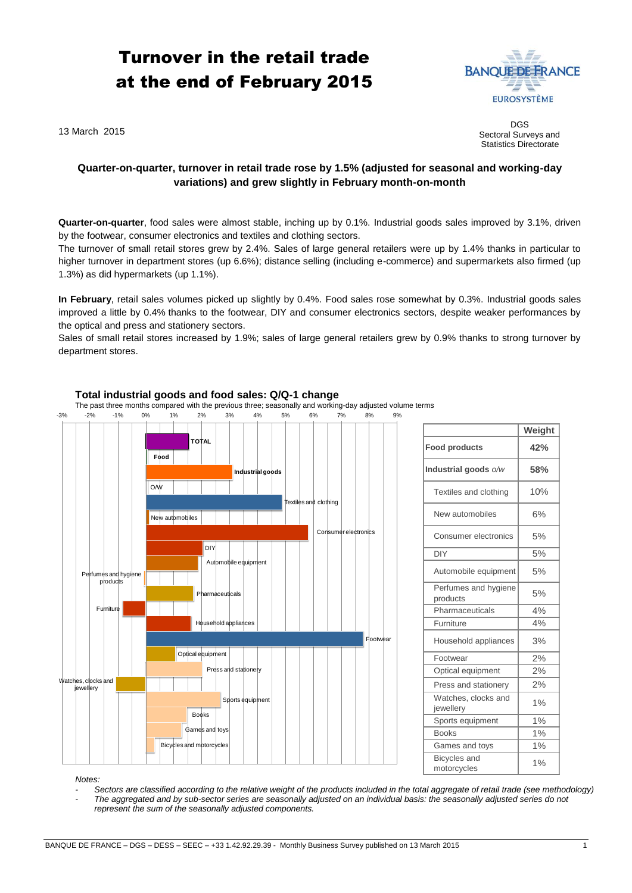# Turnover in the retail trade at the end of February 2015

13 March 2015

DGS
Sectoral Surveys and Statistics Directorate

**Quarter-on-quarter, turnover in retail trade rose by 1.5% (adjusted for seasonal and working-day variations) and grew slightly in February month-on-month**

**Quarter-on-quarter**, food sales were almost stable, inching up by 0.1%. Industrial goods sales improved by 3.1%, driven by the footwear, consumer electronics and textiles and clothing sectors.
The turnover of small retail stores grew by 2.4%. Sales of large general retailers were up by 1.4% thanks in particular to higher turnover in department stores (up 6.6%); distance selling (including e-commerce) and supermarkets also firmed (up 1.3%) as did hypermarkets (up 1.1%).

**In February**, retail sales volumes picked up slightly by 0.4%. Food sales rose somewhat by 0.3%. Industrial goods sales improved a little by 0.4% thanks to the footwear, DIY and consumer electronics sectors, despite weaker performances by the optical and press and stationery sectors.
Sales of small retail stores increased by 1.9%; sales of large general retailers grew by 0.9% thanks to strong turnover by department stores.

**Total industrial goods and food sales: Q/Q-1 change**

The past three months compared with the previous three; seasonally and working-day adjusted volume terms

| | Weight |
|---|---|
| **Food products** | **42%** |
| **Industrial goods** *o/w* | **58%** |
| Textiles and clothing | 10% |
| New automobiles | 6% |
| Consumer electronics | 5% |
| DIY | 5% |
| Automobile equipment | 5% |
| Perfumes and hygiene products | 5% |
| Pharmaceuticals | 4% |
| Furniture | 4% |
| Household appliances | 3% |
| Footwear | 2% |
| Optical equipment | 2% |
| Press and stationery | 2% |
| Watches, clocks and jewellery | 1% |
| Sports equipment | 1% |
| Books | 1% |
| Games and toys | 1% |
| Bicycles and motorcycles | 1% |

*Notes:*

- *Sectors are classified according to the relative weight of the products included in the total aggregate of retail trade (see methodology)*
- *The aggregated and by sub-sector series are seasonally adjusted on an individual basis: the seasonally adjusted series do not represent the sum of the seasonally adjusted components.*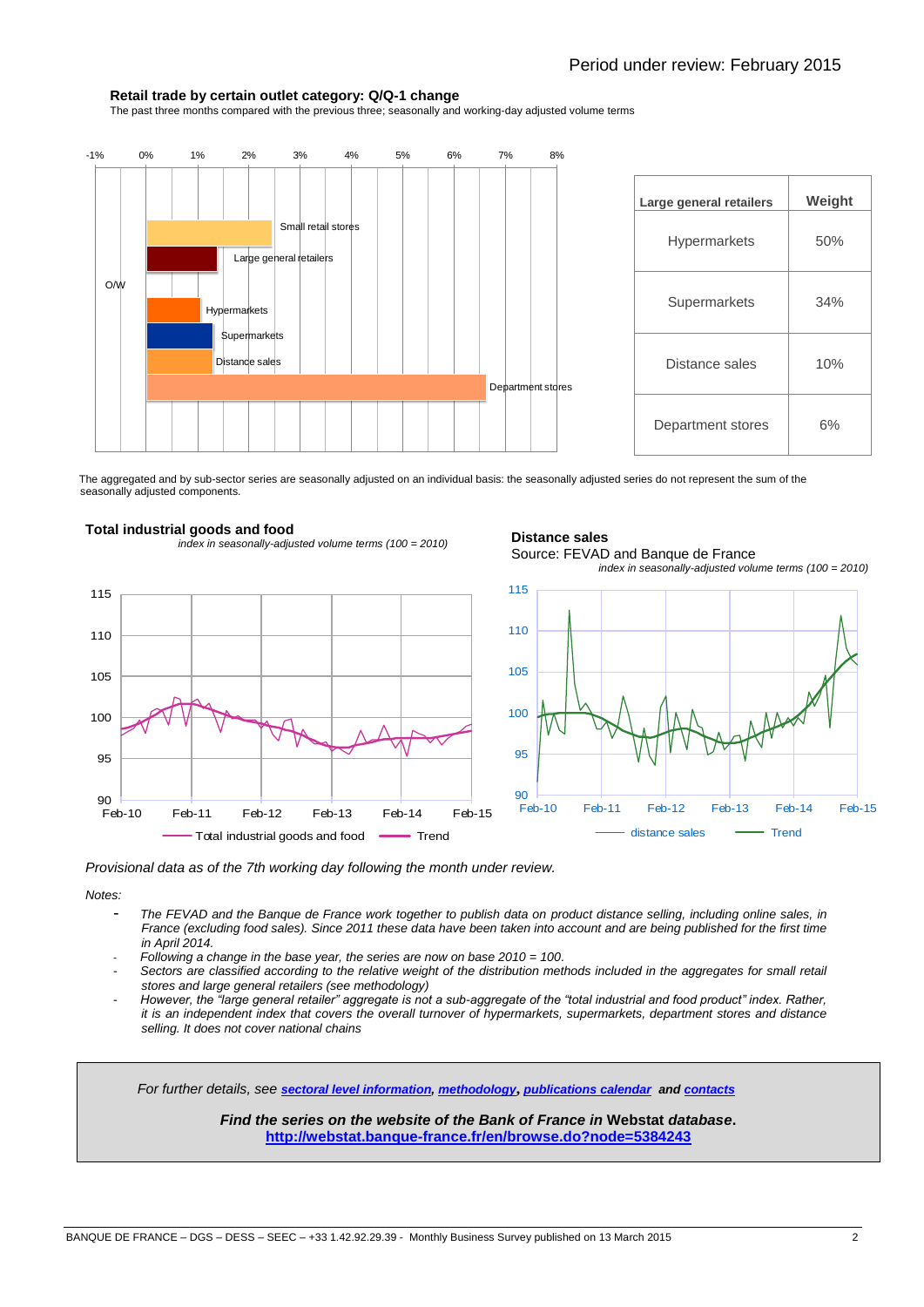Period under review: February 2015

### Retail trade by certain outlet category: Q/Q-1 change

The past three months compared with the previous three; seasonally and working-day adjusted volume terms

-1%
0%
1%
2%
3%
4%
5%
6%
7%
8%

O/W

Small retail stores
Large general retailers
Hypermarkets
Supermarkets
Distance sales
Department stores

| Large general retailers | Weight |
|---|---|
| Hypermarkets | 50% |
| Supermarkets | 34% |
| Distance sales | 10% |
| Department stores | 6% |

The aggregated and by sub-sector series are seasonally adjusted on an individual basis: the seasonally adjusted series do not represent the sum of the seasonally adjusted components.

### Total industrial goods and food

*index in seasonally-adjusted volume terms (100 = 2010)*

115
110
105
100
95
90

Feb-10
Feb-11
Feb-12
Feb-13
Feb-14
Feb-15

Total industrial goods and food
Trend

### Distance sales

Source: FEVAD and Banque de France

*index in seasonally-adjusted volume terms (100 = 2010)*

115
110
105
100
95
90

Feb-10
Feb-11
Feb-12
Feb-13
Feb-14
Feb-15

distance sales
Trend

*Provisional data as of the 7th working day following the month under review.*

*Notes:*

- *The FEVAD and the Banque de France work together to publish data on product distance selling, including online sales, in France (excluding food sales). Since 2011 these data have been taken into account and are being published for the first time in April 2014.*
- *Following a change in the base year, the series are now on base 2010 = 100.*
- *Sectors are classified according to the relative weight of the distribution methods included in the aggregates for small retail stores and large general retailers (see methodology)*
- *However, the "large general retailer" aggregate is not a sub-aggregate of the "total industrial and food product" index. Rather, it is an independent index that covers the overall turnover of hypermarkets, supermarkets, department stores and distance selling. It does not cover national chains*

*For further details, see* ***sectoral level information***, ***methodology***, ***publications calendar*** ***and*** ***contacts***

***Find the series on the website of the Bank of France in* Webstat *database*.**
**http://webstat.banque-france.fr/en/browse.do?node=5384243**

BANQUE DE FRANCE – DGS – DESS – SEEC – +33 1.42.92.29.39 - Monthly Business Survey published on 13 March 2015